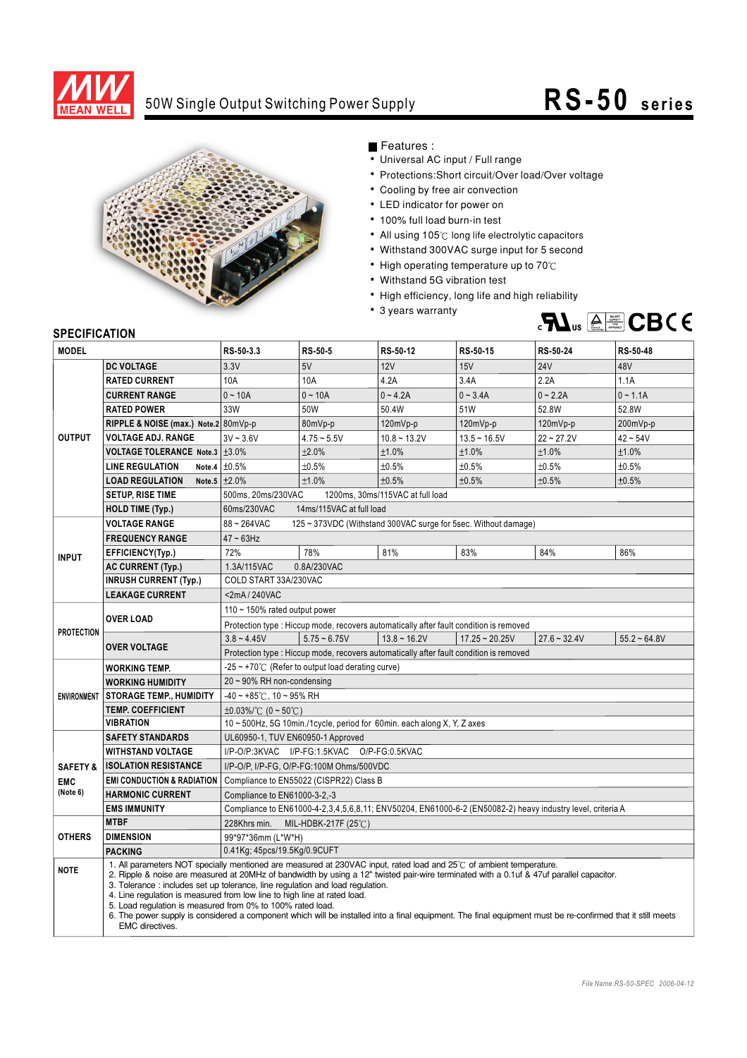# 50W Single Output Switching Power Supply

# RS-50 series

## Features :

- Universal AC input / Full range
- Protections:Short circuit/Over load/Over voltage
- Cooling by free air convection
- LED indicator for power on
- 100% full load burn-in test
- All using 105℃ long life electrolytic capacitors
- Withstand 300VAC surge input for 5 second
- High operating temperature up to 70℃
- Withstand 5G vibration test
- High efficiency, long life and high reliability
- 3 years warranty

## SPECIFICATION

| MODEL | | RS-50-3.3 | RS-50-5 | RS-50-12 | RS-50-15 | RS-50-24 | RS-50-48 |
|---|---|---|---|---|---|---|---|
| OUTPUT | DC VOLTAGE | 3.3V | 5V | 12V | 15V | 24V | 48V |
| | RATED CURRENT | 10A | 10A | 4.2A | 3.4A | 2.2A | 1.1A |
| | CURRENT RANGE | 0 ~ 10A | 0 ~ 10A | 0 ~ 4.2A | 0 ~ 3.4A | 0 ~ 2.2A | 0 ~ 1.1A |
| | RATED POWER | 33W | 50W | 50.4W | 51W | 52.8W | 52.8W |
| | RIPPLE & NOISE (max.) Note.2 | 80mVp-p | 80mVp-p | 120mVp-p | 120mVp-p | 120mVp-p | 200mVp-p |
| | VOLTAGE ADJ. RANGE | 3V ~ 3.6V | 4.75 ~ 5.5V | 10.8 ~ 13.2V | 13.5 ~ 16.5V | 22 ~ 27.2V | 42 ~ 54V |
| | VOLTAGE TOLERANCE Note.3 | ±3.0% | ±2.0% | ±1.0% | ±1.0% | ±1.0% | ±1.0% |
| | LINE REGULATION Note.4 | ±0.5% | ±0.5% | ±0.5% | ±0.5% | ±0.5% | ±0.5% |
| | LOAD REGULATION Note.5 | ±2.0% | ±1.0% | ±0.5% | ±0.5% | ±0.5% | ±0.5% |
| | SETUP, RISE TIME | 500ms, 20ms/230VAC 1200ms, 30ms/115VAC at full load | | | | | |
| | HOLD TIME (Typ.) | 60ms/230VAC 14ms/115VAC at full load | | | | | |
| INPUT | VOLTAGE RANGE | 88 ~ 264VAC 125 ~ 373VDC (Withstand 300VAC surge for 5sec. Without damage) | | | | | |
| | FREQUENCY RANGE | 47 ~ 63Hz | | | | | |
| | EFFICIENCY(Typ.) | 72% | 78% | 81% | 83% | 84% | 86% |
| | AC CURRENT (Typ.) | 1.3A/115VAC 0.8A/230VAC | | | | | |
| | INRUSH CURRENT (Typ.) | COLD START 33A/230VAC | | | | | |
| | LEAKAGE CURRENT | <2mA / 240VAC | | | | | |
| PROTECTION | OVER LOAD | 110 ~ 150% rated output power | | | | | |
| | | Protection type : Hiccup mode, recovers automatically after fault condition is removed | | | | | |
| | OVER VOLTAGE | 3.8 ~ 4.45V | 5.75 ~ 6.75V | 13.8 ~ 16.2V | 17.25 ~ 20.25V | 27.6 ~ 32.4V | 55.2 ~ 64.8V |
| | | Protection type : Hiccup mode, recovers automatically after fault condition is removed | | | | | |
| ENVIRONMENT | WORKING TEMP. | -25 ~ +70℃ (Refer to output load derating curve) | | | | | |
| | WORKING HUMIDITY | 20 ~ 90% RH non-condensing | | | | | |
| | STORAGE TEMP., HUMIDITY | -40 ~ +85℃, 10 ~ 95% RH | | | | | |
| | TEMP. COEFFICIENT | ±0.03%/℃ (0 ~ 50℃) | | | | | |
| | VIBRATION | 10 ~ 500Hz, 5G 10min./1cycle, period for 60min. each along X, Y, Z axes | | | | | |
| SAFETY & EMC (Note 6) | SAFETY STANDARDS | UL60950-1, TUV EN60950-1 Approved | | | | | |
| | WITHSTAND VOLTAGE | I/P-O/P:3KVAC I/P-FG:1.5KVAC O/P-FG:0.5KVAC | | | | | |
| | ISOLATION RESISTANCE | I/P-O/P, I/P-FG, O/P-FG:100M Ohms/500VDC | | | | | |
| | EMI CONDUCTION & RADIATION | Compliance to EN55022 (CISPR22) Class B | | | | | |
| | HARMONIC CURRENT | Compliance to EN61000-3-2,-3 | | | | | |
| | EMS IMMUNITY | Compliance to EN61000-4-2,3,4,5,6,8,11; ENV50204, EN61000-6-2 (EN50082-2) heavy industry level, criteria A | | | | | |
| OTHERS | MTBF | 228Khrs min. MIL-HDBK-217F (25℃) | | | | | |
| | DIMENSION | 99*97*36mm (L*W*H) | | | | | |
| | PACKING | 0.41Kg; 45pcs/19.5Kg/0.9CUFT | | | | | |

**NOTE**

1. All parameters NOT specially mentioned are measured at 230VAC input, rated load and 25℃ of ambient temperature.
2. Ripple & noise are measured at 20MHz of bandwidth by using a 12" twisted pair-wire terminated with a 0.1uf & 47uf parallel capacitor.
3. Tolerance : includes set up tolerance, line regulation and load regulation.
4. Line regulation is measured from low line to high line at rated load.
5. Load regulation is measured from 0% to 100% rated load.
6. The power supply is considered a component which will be installed into a final equipment. The final equipment must be re-confirmed that it still meets EMC directives.

*File Name:RS-50-SPEC 2006-04-12*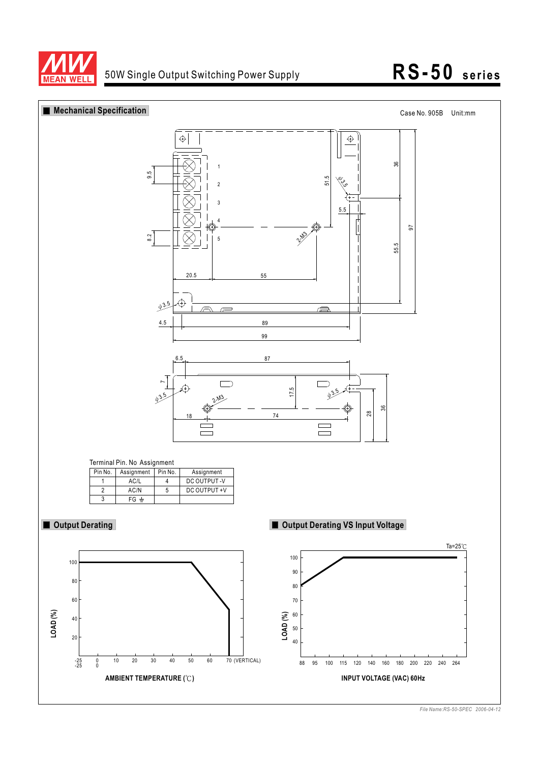50W Single Output Switching Power Supply

# RS-50 series

## Mechanical Specification

Case No. 905B Unit:mm

9.5
8.2
1
2
3
4
5
51.5
φ3.5
5.5
36
97
55.5
2-M3
20.5
55
φ3.5
4.5
89
99

6.5
87
7
φ3.5
2-M3
17.5
φ3.5
18
74
28
36

Terminal Pin. No Assignment

| Pin No. | Assignment | Pin No. | Assignment |
|---|---|---|---|
| 1 | AC/L | 4 | DC OUTPUT -V |
| 2 | AC/N | 5 | DC OUTPUT +V |
| 3 | FG ⏚ | | |

## Output Derating

LOAD (%)
100
80
60
40
20
-25 -25
0 0
10
20
30
40
50
60
70 (VERTICAL)

AMBIENT TEMPERATURE (℃)

## Output Derating VS Input Voltage

Ta=25℃

LOAD (%)
100
90
80
70
60
50
40
88 95 100 115 120 140 160 180 200 220 240 264

INPUT VOLTAGE (VAC) 60Hz

*File Name:RS-50-SPEC 2006-04-12*